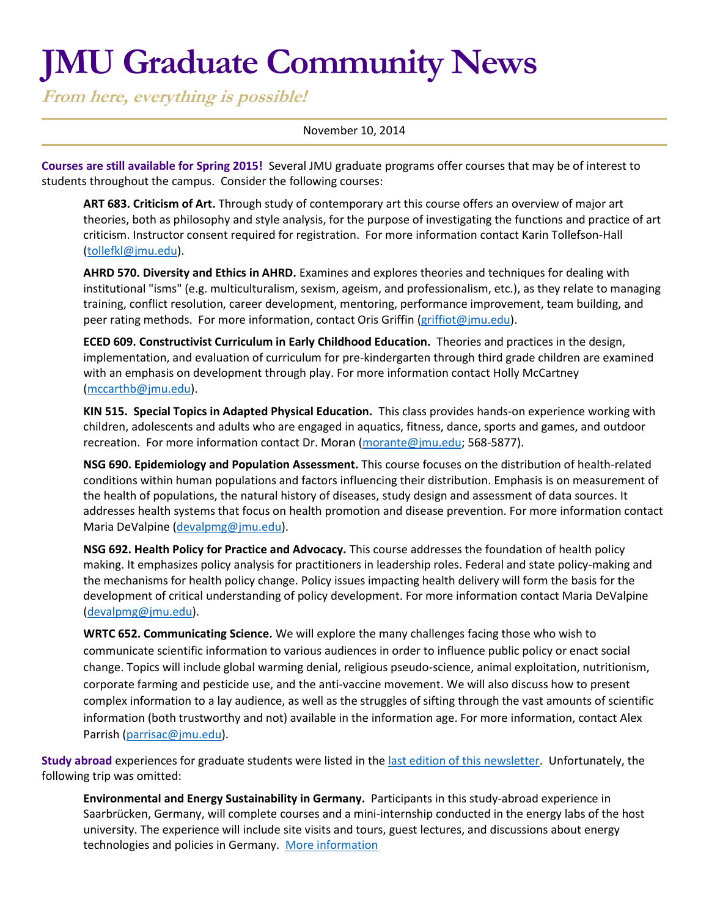# JMU Graduate Community News

*From here, everything is possible!*

November 10, 2014

**Courses are still available for Spring 2015!** Several JMU graduate programs offer courses that may be of interest to students throughout the campus. Consider the following courses:

**ART 683. Criticism of Art.** Through study of contemporary art this course offers an overview of major art theories, both as philosophy and style analysis, for the purpose of investigating the functions and practice of art criticism. Instructor consent required for registration. For more information contact Karin Tollefson-Hall (tollefkl@jmu.edu).

**AHRD 570. Diversity and Ethics in AHRD.** Examines and explores theories and techniques for dealing with institutional "isms" (e.g. multiculturalism, sexism, ageism, and professionalism, etc.), as they relate to managing training, conflict resolution, career development, mentoring, performance improvement, team building, and peer rating methods. For more information, contact Oris Griffin (griffiot@jmu.edu).

**ECED 609. Constructivist Curriculum in Early Childhood Education.** Theories and practices in the design, implementation, and evaluation of curriculum for pre-kindergarten through third grade children are examined with an emphasis on development through play. For more information contact Holly McCartney (mccarthb@jmu.edu).

**KIN 515. Special Topics in Adapted Physical Education.** This class provides hands-on experience working with children, adolescents and adults who are engaged in aquatics, fitness, dance, sports and games, and outdoor recreation. For more information contact Dr. Moran (morante@jmu.edu; 568-5877).

**NSG 690. Epidemiology and Population Assessment.** This course focuses on the distribution of health-related conditions within human populations and factors influencing their distribution. Emphasis is on measurement of the health of populations, the natural history of diseases, study design and assessment of data sources. It addresses health systems that focus on health promotion and disease prevention. For more information contact Maria DeValpine (devalpmg@jmu.edu).

**NSG 692. Health Policy for Practice and Advocacy.** This course addresses the foundation of health policy making. It emphasizes policy analysis for practitioners in leadership roles. Federal and state policy-making and the mechanisms for health policy change. Policy issues impacting health delivery will form the basis for the development of critical understanding of policy development. For more information contact Maria DeValpine (devalpmg@jmu.edu).

**WRTC 652. Communicating Science.** We will explore the many challenges facing those who wish to communicate scientific information to various audiences in order to influence public policy or enact social change. Topics will include global warming denial, religious pseudo-science, animal exploitation, nutritionism, corporate farming and pesticide use, and the anti-vaccine movement. We will also discuss how to present complex information to a lay audience, as well as the struggles of sifting through the vast amounts of scientific information (both trustworthy and not) available in the information age. For more information, contact Alex Parrish (parrisac@jmu.edu).

**Study abroad** experiences for graduate students were listed in the last edition of this newsletter. Unfortunately, the following trip was omitted:

**Environmental and Energy Sustainability in Germany.** Participants in this study-abroad experience in Saarbrücken, Germany, will complete courses and a mini-internship conducted in the energy labs of the host university. The experience will include site visits and tours, guest lectures, and discussions about energy technologies and policies in Germany. More information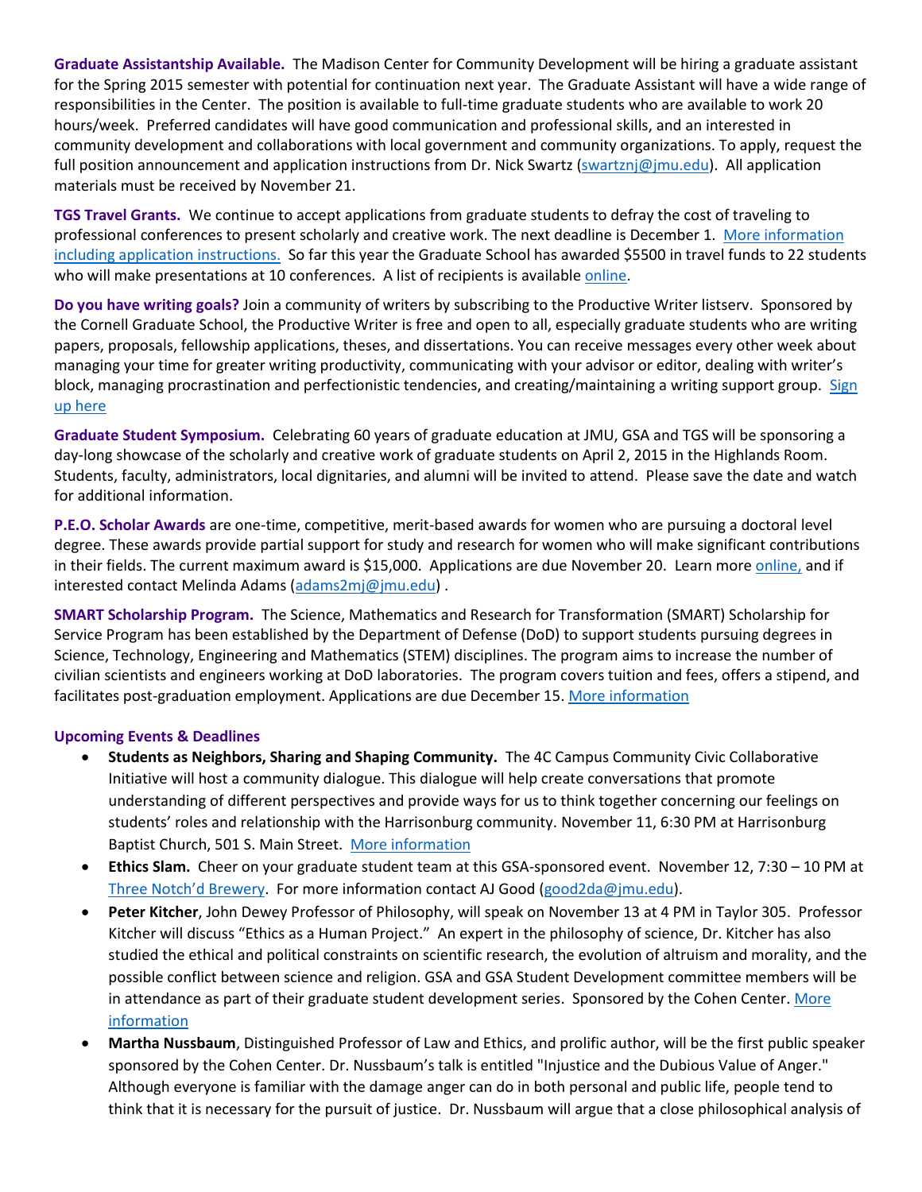**Graduate Assistantship Available.** The Madison Center for Community Development will be hiring a graduate assistant for the Spring 2015 semester with potential for continuation next year. The Graduate Assistant will have a wide range of responsibilities in the Center. The position is available to full-time graduate students who are available to work 20 hours/week. Preferred candidates will have good communication and professional skills, and an interested in community development and collaborations with local government and community organizations. To apply, request the full position announcement and application instructions from Dr. Nick Swartz (swartznj@jmu.edu). All application materials must be received by November 21.

**TGS Travel Grants.** We continue to accept applications from graduate students to defray the cost of traveling to professional conferences to present scholarly and creative work. The next deadline is December 1. More information including application instructions. So far this year the Graduate School has awarded $5500 in travel funds to 22 students who will make presentations at 10 conferences. A list of recipients is available online.

**Do you have writing goals?** Join a community of writers by subscribing to the Productive Writer listserv. Sponsored by the Cornell Graduate School, the Productive Writer is free and open to all, especially graduate students who are writing papers, proposals, fellowship applications, theses, and dissertations. You can receive messages every other week about managing your time for greater writing productivity, communicating with your advisor or editor, dealing with writer's block, managing procrastination and perfectionistic tendencies, and creating/maintaining a writing support group. Sign up here

**Graduate Student Symposium.** Celebrating 60 years of graduate education at JMU, GSA and TGS will be sponsoring a day-long showcase of the scholarly and creative work of graduate students on April 2, 2015 in the Highlands Room. Students, faculty, administrators, local dignitaries, and alumni will be invited to attend. Please save the date and watch for additional information.

**P.E.O. Scholar Awards** are one-time, competitive, merit-based awards for women who are pursuing a doctoral level degree. These awards provide partial support for study and research for women who will make significant contributions in their fields. The current maximum award is $15,000. Applications are due November 20. Learn more online, and if interested contact Melinda Adams (adams2mj@jmu.edu) .

**SMART Scholarship Program.** The Science, Mathematics and Research for Transformation (SMART) Scholarship for Service Program has been established by the Department of Defense (DoD) to support students pursuing degrees in Science, Technology, Engineering and Mathematics (STEM) disciplines. The program aims to increase the number of civilian scientists and engineers working at DoD laboratories. The program covers tuition and fees, offers a stipend, and facilitates post-graduation employment. Applications are due December 15. More information

**Upcoming Events & Deadlines**

- **Students as Neighbors, Sharing and Shaping Community.** The 4C Campus Community Civic Collaborative Initiative will host a community dialogue. This dialogue will help create conversations that promote understanding of different perspectives and provide ways for us to think together concerning our feelings on students' roles and relationship with the Harrisonburg community. November 11, 6:30 PM at Harrisonburg Baptist Church, 501 S. Main Street. More information
- **Ethics Slam.** Cheer on your graduate student team at this GSA-sponsored event. November 12, 7:30 – 10 PM at Three Notch'd Brewery. For more information contact AJ Good (good2da@jmu.edu).
- **Peter Kitcher**, John Dewey Professor of Philosophy, will speak on November 13 at 4 PM in Taylor 305. Professor Kitcher will discuss "Ethics as a Human Project." An expert in the philosophy of science, Dr. Kitcher has also studied the ethical and political constraints on scientific research, the evolution of altruism and morality, and the possible conflict between science and religion. GSA and GSA Student Development committee members will be in attendance as part of their graduate student development series. Sponsored by the Cohen Center. More information
- **Martha Nussbaum**, Distinguished Professor of Law and Ethics, and prolific author, will be the first public speaker sponsored by the Cohen Center. Dr. Nussbaum's talk is entitled "Injustice and the Dubious Value of Anger." Although everyone is familiar with the damage anger can do in both personal and public life, people tend to think that it is necessary for the pursuit of justice. Dr. Nussbaum will argue that a close philosophical analysis of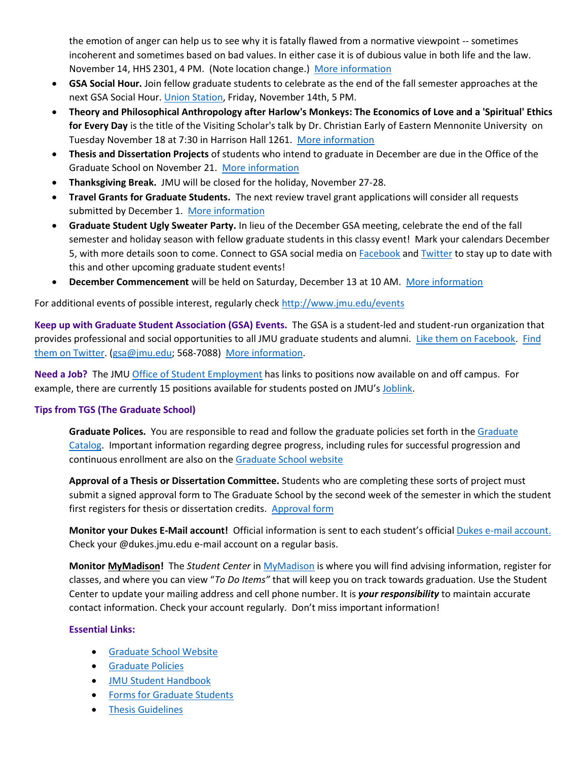the emotion of anger can help us to see why it is fatally flawed from a normative viewpoint -- sometimes incoherent and sometimes based on bad values. In either case it is of dubious value in both life and the law. November 14, HHS 2301, 4 PM. (Note location change.) More information

- **GSA Social Hour.** Join fellow graduate students to celebrate as the end of the fall semester approaches at the next GSA Social Hour. Union Station, Friday, November 14th, 5 PM.
- **Theory and Philosophical Anthropology after Harlow's Monkeys: The Economics of Love and a 'Spiritual' Ethics for Every Day** is the title of the Visiting Scholar's talk by Dr. Christian Early of Eastern Mennonite University on Tuesday November 18 at 7:30 in Harrison Hall 1261. More information
- **Thesis and Dissertation Projects** of students who intend to graduate in December are due in the Office of the Graduate School on November 21. More information
- **Thanksgiving Break.** JMU will be closed for the holiday, November 27-28.
- **Travel Grants for Graduate Students.** The next review travel grant applications will consider all requests submitted by December 1. More information
- **Graduate Student Ugly Sweater Party.** In lieu of the December GSA meeting, celebrate the end of the fall semester and holiday season with fellow graduate students in this classy event! Mark your calendars December 5, with more details soon to come. Connect to GSA social media on Facebook and Twitter to stay up to date with this and other upcoming graduate student events!
- **December Commencement** will be held on Saturday, December 13 at 10 AM. More information

For additional events of possible interest, regularly check http://www.jmu.edu/events

**Keep up with Graduate Student Association (GSA) Events.** The GSA is a student-led and student-run organization that provides professional and social opportunities to all JMU graduate students and alumni. Like them on Facebook. Find them on Twitter. (gsa@jmu.edu; 568-7088) More information.

**Need a Job?** The JMU Office of Student Employment has links to positions now available on and off campus. For example, there are currently 15 positions available for students posted on JMU's Joblink.

**Tips from TGS (The Graduate School)**

**Graduate Polices.** You are responsible to read and follow the graduate policies set forth in the Graduate Catalog. Important information regarding degree progress, including rules for successful progression and continuous enrollment are also on the Graduate School website

**Approval of a Thesis or Dissertation Committee.** Students who are completing these sorts of project must submit a signed approval form to The Graduate School by the second week of the semester in which the student first registers for thesis or dissertation credits. Approval form

**Monitor your Dukes E-Mail account!** Official information is sent to each student's official Dukes e-mail account. Check your @dukes.jmu.edu e-mail account on a regular basis.

**Monitor MyMadison!** The *Student Center* in MyMadison is where you will find advising information, register for classes, and where you can view "*To Do Items"* that will keep you on track towards graduation. Use the Student Center to update your mailing address and cell phone number. It is ***your responsibility*** to maintain accurate contact information. Check your account regularly. Don't miss important information!

**Essential Links:**

- Graduate School Website
- Graduate Policies
- JMU Student Handbook
- Forms for Graduate Students
- Thesis Guidelines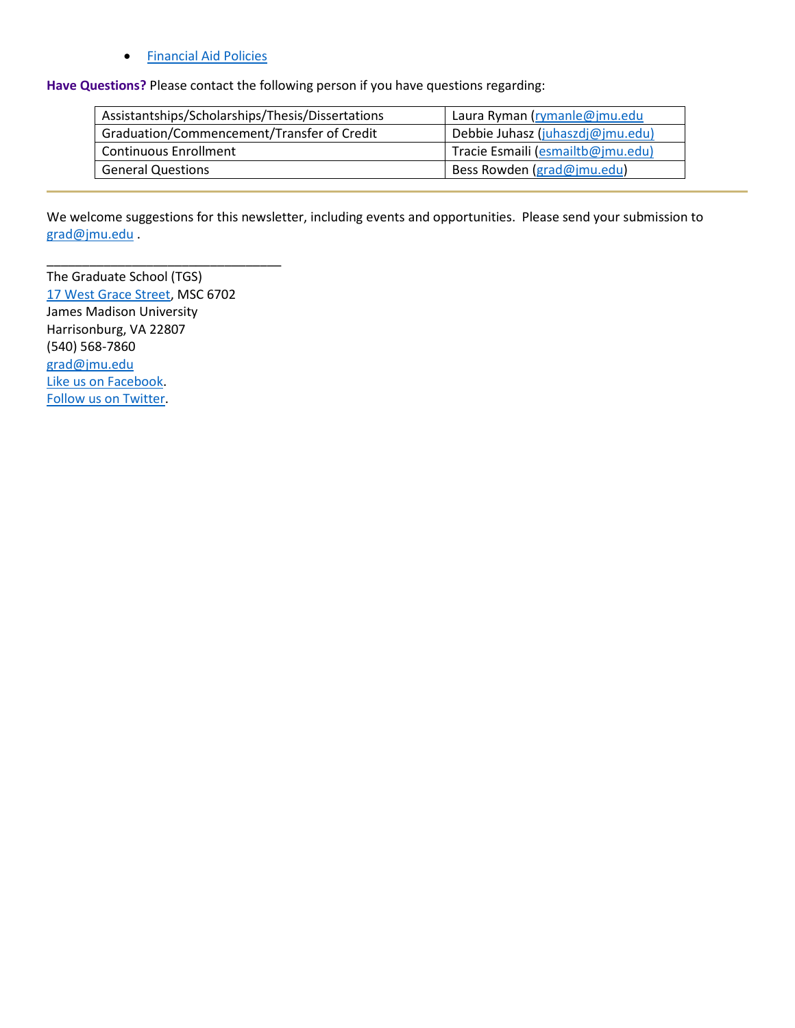- Financial Aid Policies

**Have Questions?** Please contact the following person if you have questions regarding:

| | |
|---|---|
| Assistantships/Scholarships/Thesis/Dissertations | Laura Ryman (rymanle@jmu.edu |
| Graduation/Commencement/Transfer of Credit | Debbie Juhasz (juhaszdj@jmu.edu) |
| Continuous Enrollment | Tracie Esmaili (esmailtb@jmu.edu) |
| General Questions | Bess Rowden (grad@jmu.edu) |

---

We welcome suggestions for this newsletter, including events and opportunities. Please send your submission to grad@jmu.edu .

________________________________

The Graduate School (TGS)
17 West Grace Street, MSC 6702
James Madison University
Harrisonburg, VA 22807
(540) 568-7860
grad@jmu.edu
Like us on Facebook.
Follow us on Twitter.